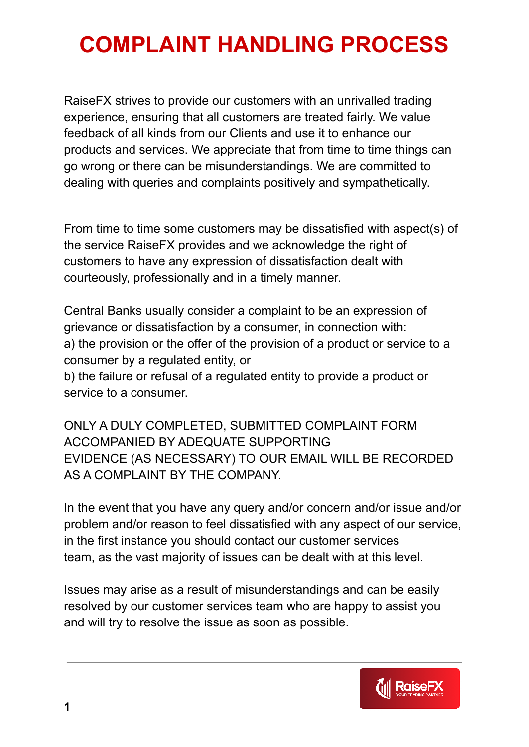# COMPLAINT HANDLING PROCESS

RaiseFX strives to provide our customers with an unrivalled trading experience, ensuring that all customers are treated fairly. We value feedback of all kinds from our Clients and use it to enhance our products and services. We appreciate that from time to time things can go wrong or there can be misunderstandings. We are committed to dealing with queries and complaints positively and sympathetically.

From time to time some customers may be dissatisfied with aspect(s) of the service RaiseFX provides and we acknowledge the right of customers to have any expression of dissatisfaction dealt with courteously, professionally and in a timely manner.

Central Banks usually consider a complaint to be an expression of grievance or dissatisfaction by a consumer, in connection with:
a) the provision or the offer of the provision of a product or service to a consumer by a regulated entity, or
b) the failure or refusal of a regulated entity to provide a product or service to a consumer.

ONLY A DULY COMPLETED, SUBMITTED COMPLAINT FORM ACCOMPANIED BY ADEQUATE SUPPORTING EVIDENCE (AS NECESSARY) TO OUR EMAIL WILL BE RECORDED AS A COMPLAINT BY THE COMPANY.

In the event that you have any query and/or concern and/or issue and/or problem and/or reason to feel dissatisfied with any aspect of our service, in the first instance you should contact our customer services team, as the vast majority of issues can be dealt with at this level.

Issues may arise as a result of misunderstandings and can be easily resolved by our customer services team who are happy to assist you and will try to resolve the issue as soon as possible.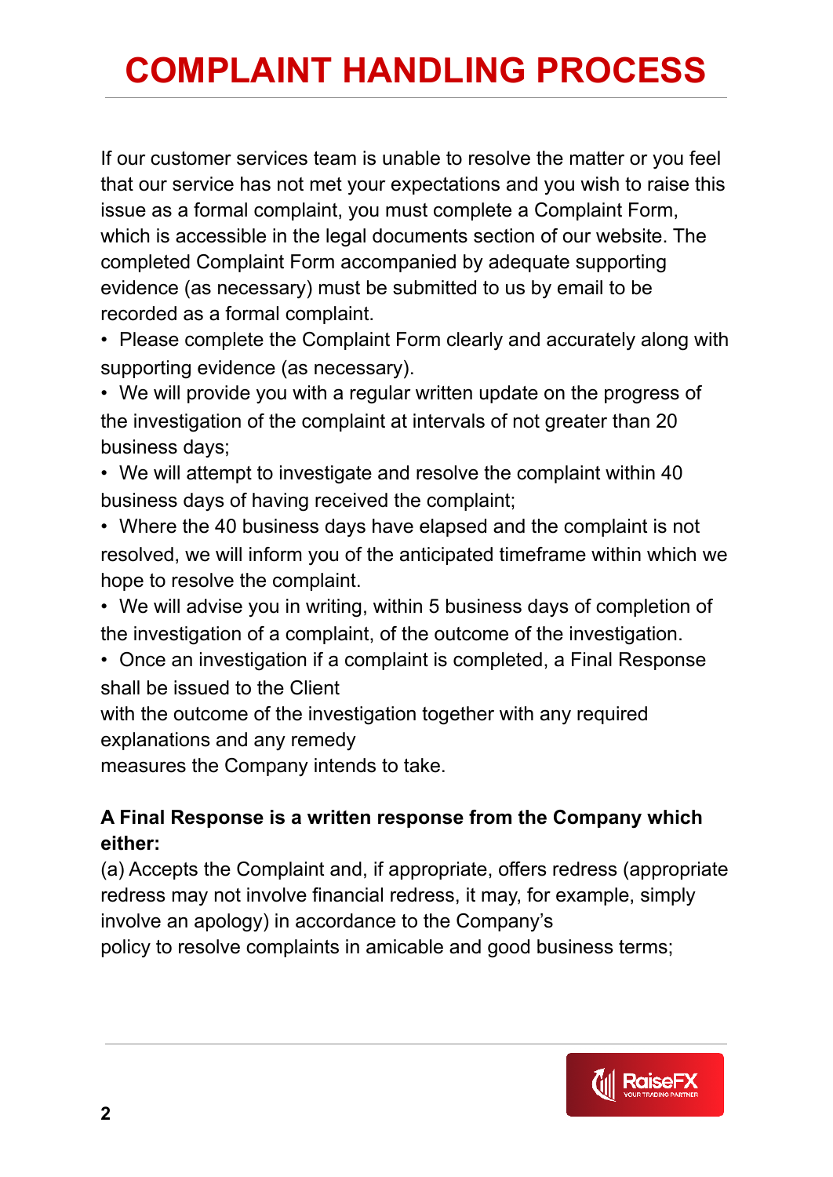# COMPLAINT HANDLING PROCESS

If our customer services team is unable to resolve the matter or you feel that our service has not met your expectations and you wish to raise this issue as a formal complaint, you must complete a Complaint Form, which is accessible in the legal documents section of our website. The completed Complaint Form accompanied by adequate supporting evidence (as necessary) must be submitted to us by email to be recorded as a formal complaint.

- Please complete the Complaint Form clearly and accurately along with supporting evidence (as necessary).
- We will provide you with a regular written update on the progress of the investigation of the complaint at intervals of not greater than 20 business days;
- We will attempt to investigate and resolve the complaint within 40 business days of having received the complaint;
- Where the 40 business days have elapsed and the complaint is not resolved, we will inform you of the anticipated timeframe within which we hope to resolve the complaint.
- We will advise you in writing, within 5 business days of completion of the investigation of a complaint, of the outcome of the investigation.
- Once an investigation if a complaint is completed, a Final Response shall be issued to the Client with the outcome of the investigation together with any required explanations and any remedy measures the Company intends to take.

**A Final Response is a written response from the Company which either:**

(a) Accepts the Complaint and, if appropriate, offers redress (appropriate redress may not involve financial redress, it may, for example, simply involve an apology) in accordance to the Company's policy to resolve complaints in amicable and good business terms;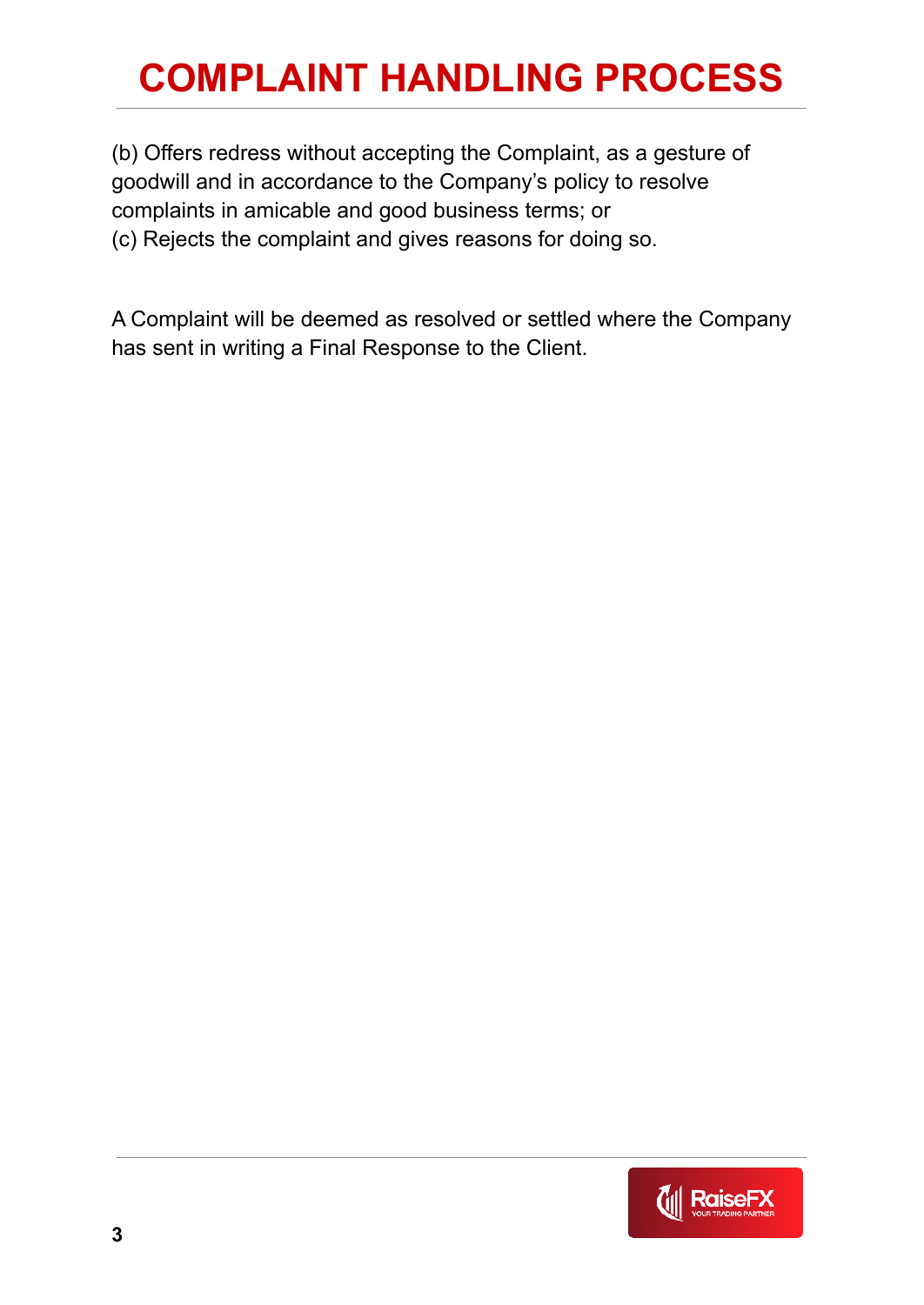# COMPLAINT HANDLING PROCESS

(b) Offers redress without accepting the Complaint, as a gesture of goodwill and in accordance to the Company's policy to resolve complaints in amicable and good business terms; or
(c) Rejects the complaint and gives reasons for doing so.

A Complaint will be deemed as resolved or settled where the Company has sent in writing a Final Response to the Client.